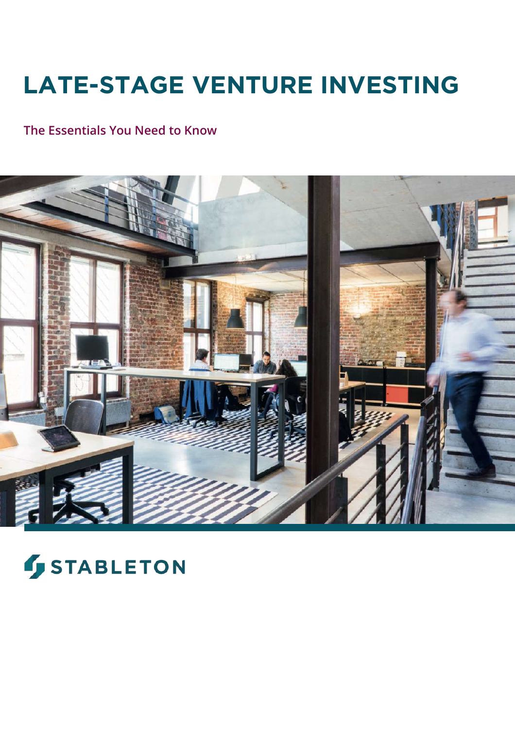# LATE-STAGE VENTURE INVESTING

## The Essentials You Need to Know

STABLETON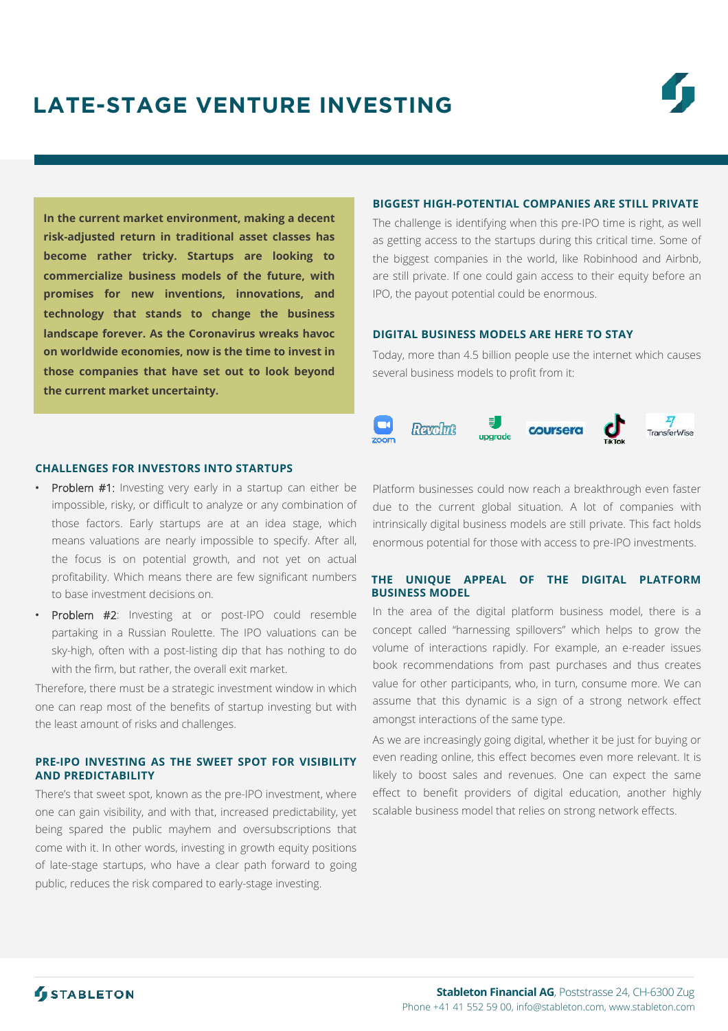# LATE-STAGE VENTURE INVESTING

**In the current market environment, making a decent risk-adjusted return in traditional asset classes has become rather tricky. Startups are looking to commercialize business models of the future, with promises for new inventions, innovations, and technology that stands to change the business landscape forever. As the Coronavirus wreaks havoc on worldwide economies, now is the time to invest in those companies that have set out to look beyond the current market uncertainty.**

### BIGGEST HIGH-POTENTIAL COMPANIES ARE STILL PRIVATE

The challenge is identifying when this pre-IPO time is right, as well as getting access to the startups during this critical time. Some of the biggest companies in the world, like Robinhood and Airbnb, are still private. If one could gain access to their equity before an IPO, the payout potential could be enormous.

### DIGITAL BUSINESS MODELS ARE HERE TO STAY

Today, more than 4.5 billion people use the internet which causes several business models to profit from it:

zoom · Revolut · upgrade · coursera · TikTok · TransferWise

Platform businesses could now reach a breakthrough even faster due to the current global situation. A lot of companies with intrinsically digital business models are still private. This fact holds enormous potential for those with access to pre-IPO investments.

### THE UNIQUE APPEAL OF THE DIGITAL PLATFORM BUSINESS MODEL

In the area of the digital platform business model, there is a concept called "harnessing spillovers" which helps to grow the volume of interactions rapidly. For example, an e-reader issues book recommendations from past purchases and thus creates value for other participants, who, in turn, consume more. We can assume that this dynamic is a sign of a strong network effect amongst interactions of the same type.

As we are increasingly going digital, whether it be just for buying or even reading online, this effect becomes even more relevant. It is likely to boost sales and revenues. One can expect the same effect to benefit providers of digital education, another highly scalable business model that relies on strong network effects.

### CHALLENGES FOR INVESTORS INTO STARTUPS

- Problem #1: Investing very early in a startup can either be impossible, risky, or difficult to analyze or any combination of those factors. Early startups are at an idea stage, which means valuations are nearly impossible to specify. After all, the focus is on potential growth, and not yet on actual profitability. Which means there are few significant numbers to base investment decisions on.
- Problem #2: Investing at or post-IPO could resemble partaking in a Russian Roulette. The IPO valuations can be sky-high, often with a post-listing dip that has nothing to do with the firm, but rather, the overall exit market.

Therefore, there must be a strategic investment window in which one can reap most of the benefits of startup investing but with the least amount of risks and challenges.

### PRE-IPO INVESTING AS THE SWEET SPOT FOR VISIBILITY AND PREDICTABILITY

There's that sweet spot, known as the pre-IPO investment, where one can gain visibility, and with that, increased predictability, yet being spared the public mayhem and oversubscriptions that come with it. In other words, investing in growth equity positions of late-stage startups, who have a clear path forward to going public, reduces the risk compared to early-stage investing.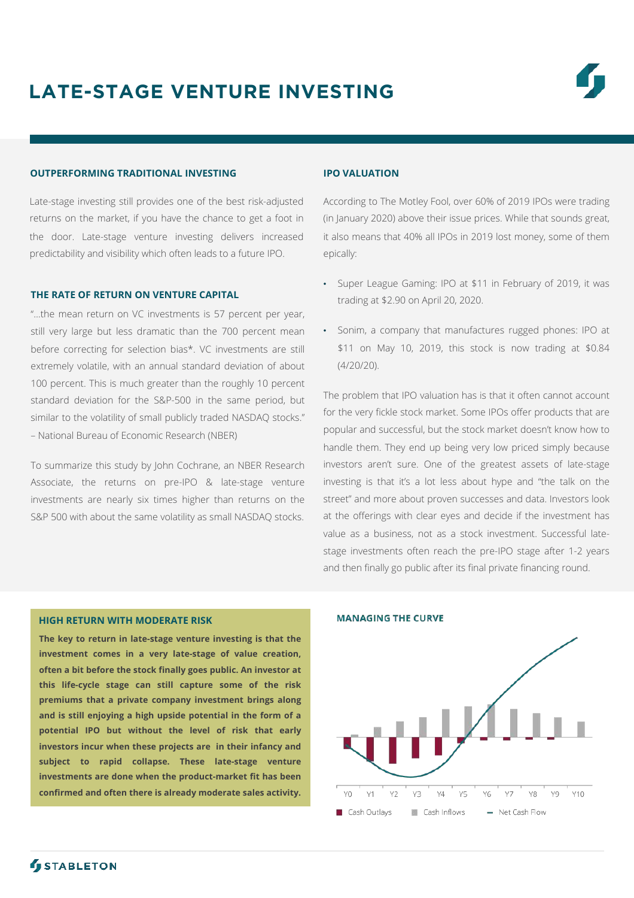# LATE-STAGE VENTURE INVESTING

### OUTPERFORMING TRADITIONAL INVESTING

Late-stage investing still provides one of the best risk-adjusted returns on the market, if you have the chance to get a foot in the door. Late-stage venture investing delivers increased predictability and visibility which often leads to a future IPO.

### THE RATE OF RETURN ON VENTURE CAPITAL

"...the mean return on VC investments is 57 percent per year, still very large but less dramatic than the 700 percent mean before correcting for selection bias*. VC investments are still extremely volatile, with an annual standard deviation of about 100 percent. This is much greater than the roughly 10 percent standard deviation for the S&P-500 in the same period, but similar to the volatility of small publicly traded NASDAQ stocks." – National Bureau of Economic Research (NBER)

To summarize this study by John Cochrane, an NBER Research Associate, the returns on pre-IPO & late-stage venture investments are nearly six times higher than returns on the S&P 500 with about the same volatility as small NASDAQ stocks.

### IPO VALUATION

According to The Motley Fool, over 60% of 2019 IPOs were trading (in January 2020) above their issue prices. While that sounds great, it also means that 40% all IPOs in 2019 lost money, some of them epically:

- Super League Gaming: IPO at $11 in February of 2019, it was trading at $2.90 on April 20, 2020.
- Sonim, a company that manufactures rugged phones: IPO at $11 on May 10, 2019, this stock is now trading at $0.84 (4/20/20).

The problem that IPO valuation has is that it often cannot account for the very fickle stock market. Some IPOs offer products that are popular and successful, but the stock market doesn't know how to handle them. They end up being very low priced simply because investors aren't sure. One of the greatest assets of late-stage investing is that it's a lot less about hype and "the talk on the street" and more about proven successes and data. Investors look at the offerings with clear eyes and decide if the investment has value as a business, not as a stock investment. Successful late-stage investments often reach the pre-IPO stage after 1-2 years and then finally go public after its final private financing round.

### HIGH RETURN WITH MODERATE RISK

**The key to return in late-stage venture investing is that the investment comes in a very late-stage of value creation, often a bit before the stock finally goes public. An investor at this life-cycle stage can still capture some of the risk premiums that a private company investment brings along and is still enjoying a high upside potential in the form of a potential IPO but without the level of risk that early investors incur when these projects are in their infancy and subject to rapid collapse. These late-stage venture investments are done when the product-market fit has been confirmed and often there is already moderate sales activity.**

### MANAGING THE CURVE

Y0 Y1 Y2 Y3 Y4 Y5 Y6 Y7 Y8 Y9 Y10

Cash Outlays | Cash Inflows | Net Cash Flow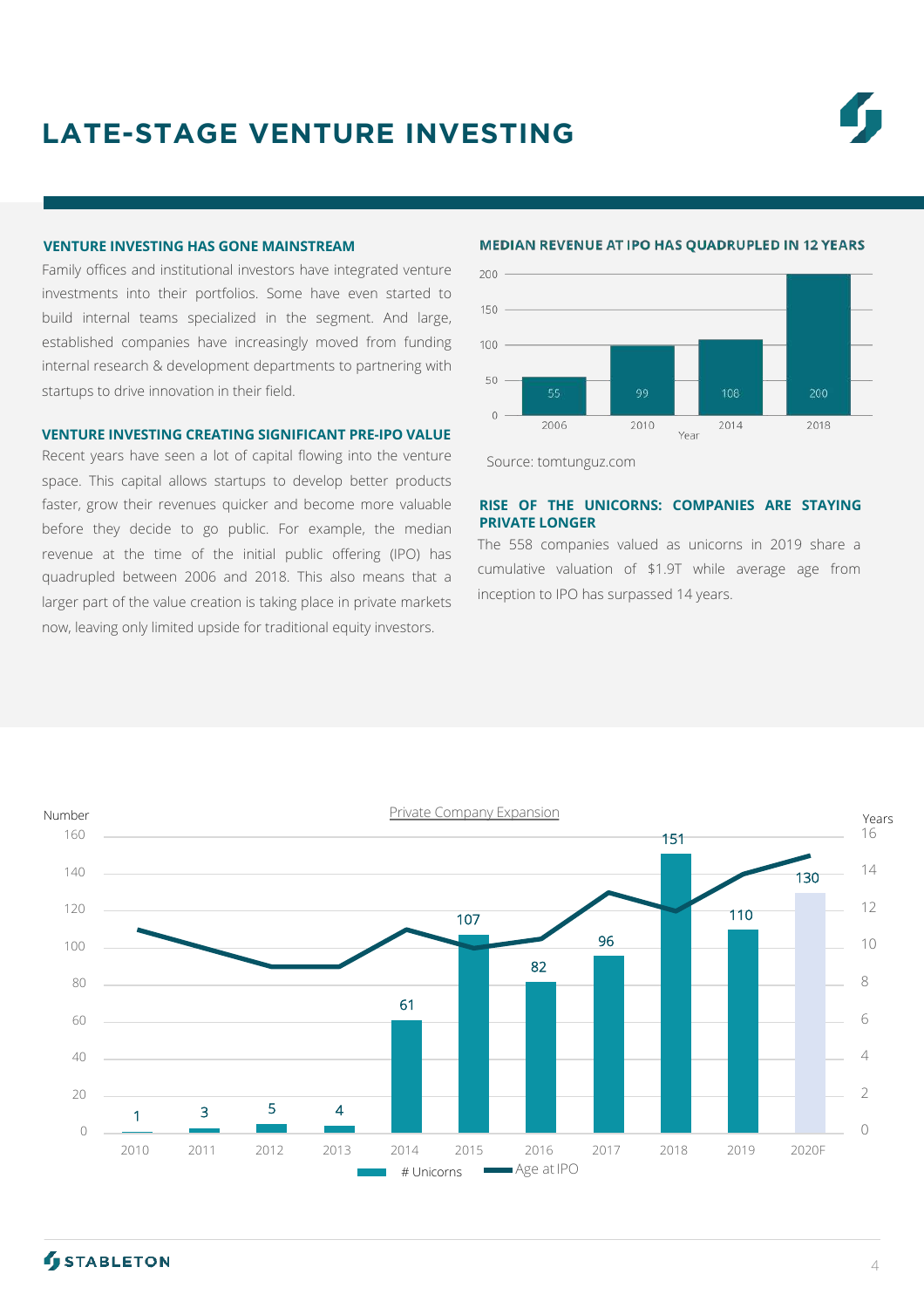# LATE-STAGE VENTURE INVESTING

### VENTURE INVESTING HAS GONE MAINSTREAM

Family offices and institutional investors have integrated venture investments into their portfolios. Some have even started to build internal teams specialized in the segment. And large, established companies have increasingly moved from funding internal research & development departments to partnering with startups to drive innovation in their field.

### VENTURE INVESTING CREATING SIGNIFICANT PRE-IPO VALUE

Recent years have seen a lot of capital flowing into the venture space. This capital allows startups to develop better products faster, grow their revenues quicker and become more valuable before they decide to go public. For example, the median revenue at the time of the initial public offering (IPO) has quadrupled between 2006 and 2018. This also means that a larger part of the value creation is taking place in private markets now, leaving only limited upside for traditional equity investors.

### MEDIAN REVENUE AT IPO HAS QUADRUPLED IN 12 YEARS

| Year | Median revenue at IPO |
|---|---|
| 2006 | 55 |
| 2010 | 99 |
| 2014 | 108 |
| 2018 | 200 |

Source: tomtunguz.com

### RISE OF THE UNICORNS: COMPANIES ARE STAYING PRIVATE LONGER

The 558 companies valued as unicorns in 2019 share a cumulative valuation of \$1.9T while average age from inception to IPO has surpassed 14 years.

**Private Company Expansion**

| Year | # Unicorns (Number) | Age at IPO (Years, approx.) |
|---|---|---|
| 2010 | 1 | 11 |
| 2011 | 3 | 10 |
| 2012 | 5 | 9 |
| 2013 | 4 | 9 |
| 2014 | 61 | 11 |
| 2015 | 107 | 10 |
| 2016 | 82 | 10.5 |
| 2017 | 96 | 13 |
| 2018 | 151 | 12 |
| 2019 | 110 | 14 |
| 2020F | 130 | 15 |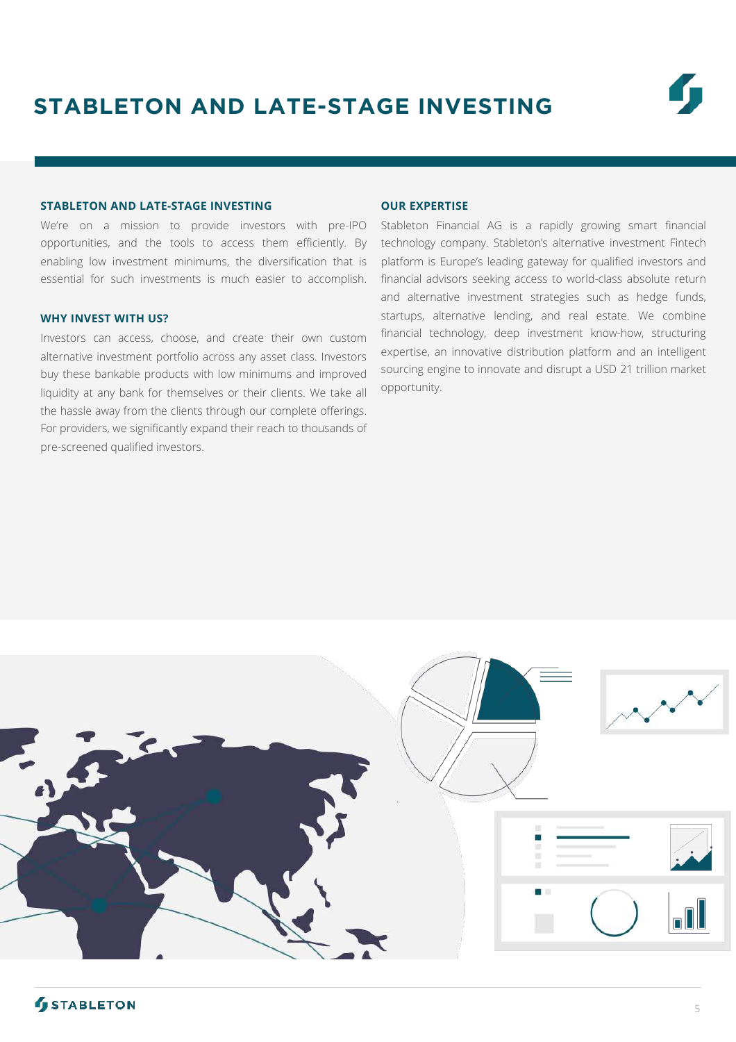# STABLETON AND LATE-STAGE INVESTING

## STABLETON AND LATE-STAGE INVESTING

We're on a mission to provide investors with pre-IPO opportunities, and the tools to access them efficiently. By enabling low investment minimums, the diversification that is essential for such investments is much easier to accomplish.

## WHY INVEST WITH US?

Investors can access, choose, and create their own custom alternative investment portfolio across any asset class. Investors buy these bankable products with low minimums and improved liquidity at any bank for themselves or their clients. We take all the hassle away from the clients through our complete offerings. For providers, we significantly expand their reach to thousands of pre-screened qualified investors.

## OUR EXPERTISE

Stableton Financial AG is a rapidly growing smart financial technology company. Stableton's alternative investment Fintech platform is Europe's leading gateway for qualified investors and financial advisors seeking access to world-class absolute return and alternative investment strategies such as hedge funds, startups, alternative lending, and real estate. We combine financial technology, deep investment know-how, structuring expertise, an innovative distribution platform and an intelligent sourcing engine to innovate and disrupt a USD 21 trillion market opportunity.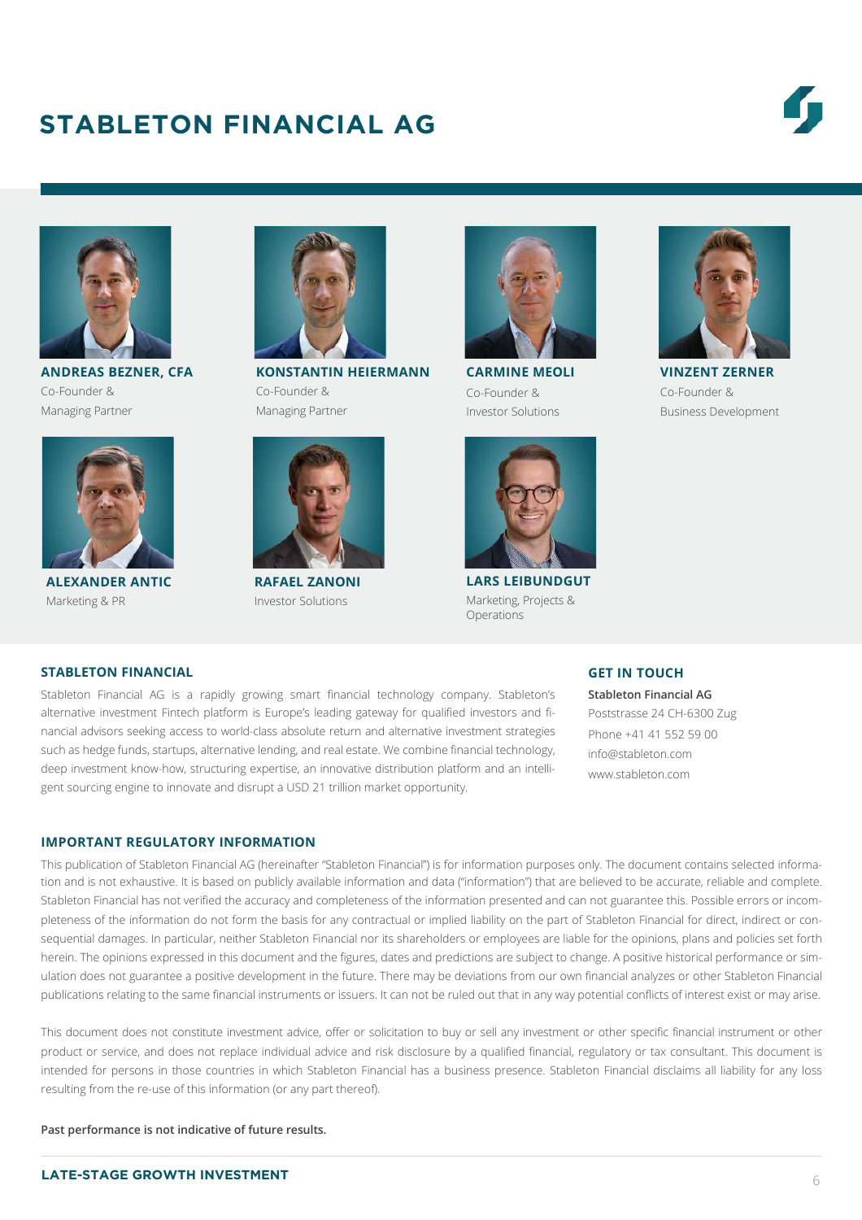# STABLETON FINANCIAL AG

**ANDREAS BEZNER, CFA**
Co-Founder &
Managing Partner

**KONSTANTIN HEIERMANN**
Co-Founder &
Managing Partner

**CARMINE MEOLI**
Co-Founder &
Investor Solutions

**VINZENT ZERNER**
Co-Founder &
Business Development

**ALEXANDER ANTIC**
Marketing & PR

**RAFAEL ZANONI**
Investor Solutions

**LARS LEIBUNDGUT**
Marketing, Projects &
Operations

## STABLETON FINANCIAL

Stableton Financial AG is a rapidly growing smart financial technology company. Stableton's alternative investment Fintech platform is Europe's leading gateway for qualified investors and financial advisors seeking access to world-class absolute return and alternative investment strategies such as hedge funds, startups, alternative lending, and real estate. We combine financial technology, deep investment know-how, structuring expertise, an innovative distribution platform and an intelligent sourcing engine to innovate and disrupt a USD 21 trillion market opportunity.

## GET IN TOUCH

**Stableton Financial AG**
Poststrasse 24 CH-6300 Zug
Phone +41 41 552 59 00
info@stableton.com
www.stableton.com

## IMPORTANT REGULATORY INFORMATION

This publication of Stableton Financial AG (hereinafter "Stableton Financial") is for information purposes only. The document contains selected information and is not exhaustive. It is based on publicly available information and data ("information") that are believed to be accurate, reliable and complete. Stableton Financial has not verified the accuracy and completeness of the information presented and can not guarantee this. Possible errors or incompleteness of the information do not form the basis for any contractual or implied liability on the part of Stableton Financial for direct, indirect or consequential damages. In particular, neither Stableton Financial nor its shareholders or employees are liable for the opinions, plans and policies set forth herein. The opinions expressed in this document and the figures, dates and predictions are subject to change. A positive historical performance or simulation does not guarantee a positive development in the future. There may be deviations from our own financial analyzes or other Stableton Financial publications relating to the same financial instruments or issuers. It can not be ruled out that in any way potential conflicts of interest exist or may arise.

This document does not constitute investment advice, offer or solicitation to buy or sell any investment or other specific financial instrument or other product or service, and does not replace individual advice and risk disclosure by a qualified financial, regulatory or tax consultant. This document is intended for persons in those countries in which Stableton Financial has a business presence. Stableton Financial disclaims all liability for any loss resulting from the re-use of this information (or any part thereof).

**Past performance is not indicative of future results.**